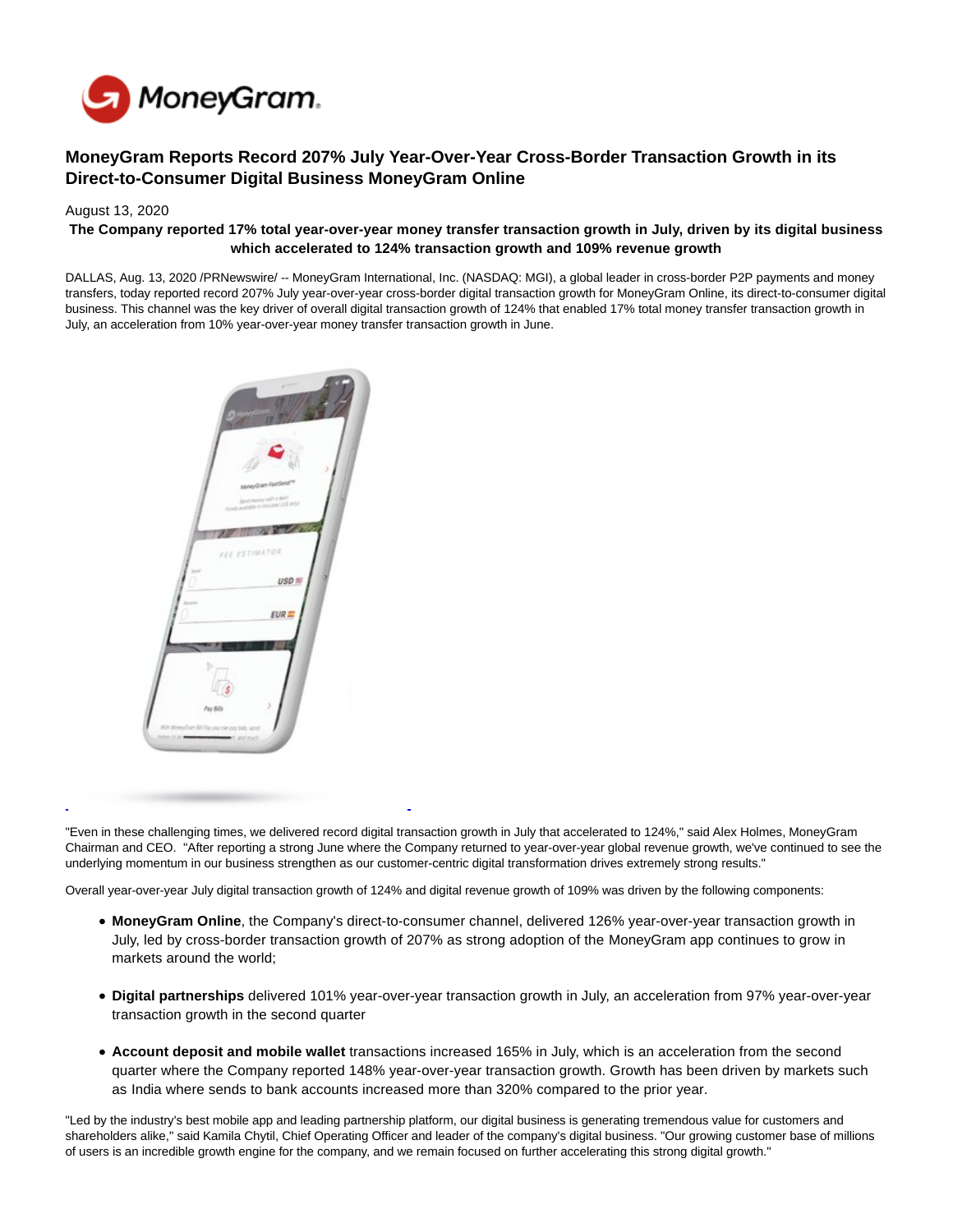# MoneyGram Reports Record 207% July Year-Over-Year Cross-Border Transaction Growth in its Direct-to-Consumer Digital Business MoneyGram Online

August 13, 2020

**The Company reported 17% total year-over-year money transfer transaction growth in July, driven by its digital business which accelerated to 124% transaction growth and 109% revenue growth**

DALLAS, Aug. 13, 2020 /PRNewswire/ -- MoneyGram International, Inc. (NASDAQ: MGI), a global leader in cross-border P2P payments and money transfers, today reported record 207% July year-over-year cross-border digital transaction growth for MoneyGram Online, its direct-to-consumer digital business. This channel was the key driver of overall digital transaction growth of 124% that enabled 17% total money transfer transaction growth in July, an acceleration from 10% year-over-year money transfer transaction growth in June.

"Even in these challenging times, we delivered record digital transaction growth in July that accelerated to 124%," said Alex Holmes, MoneyGram Chairman and CEO. "After reporting a strong June where the Company returned to year-over-year global revenue growth, we've continued to see the underlying momentum in our business strengthen as our customer-centric digital transformation drives extremely strong results."

Overall year-over-year July digital transaction growth of 124% and digital revenue growth of 109% was driven by the following components:

- **MoneyGram Online**, the Company's direct-to-consumer channel, delivered 126% year-over-year transaction growth in July, led by cross-border transaction growth of 207% as strong adoption of the MoneyGram app continues to grow in markets around the world;
- **Digital partnerships** delivered 101% year-over-year transaction growth in July, an acceleration from 97% year-over-year transaction growth in the second quarter
- **Account deposit and mobile wallet** transactions increased 165% in July, which is an acceleration from the second quarter where the Company reported 148% year-over-year transaction growth. Growth has been driven by markets such as India where sends to bank accounts increased more than 320% compared to the prior year.

"Led by the industry's best mobile app and leading partnership platform, our digital business is generating tremendous value for customers and shareholders alike," said Kamila Chytil, Chief Operating Officer and leader of the company's digital business. "Our growing customer base of millions of users is an incredible growth engine for the company, and we remain focused on further accelerating this strong digital growth."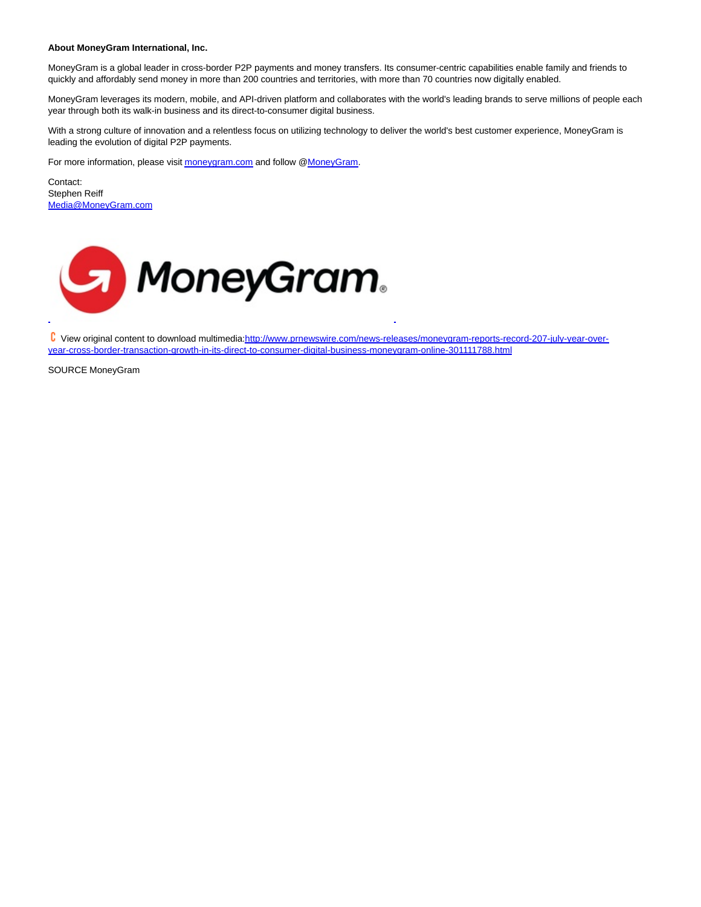**About MoneyGram International, Inc.**

MoneyGram is a global leader in cross-border P2P payments and money transfers. Its consumer-centric capabilities enable family and friends to quickly and affordably send money in more than 200 countries and territories, with more than 70 countries now digitally enabled.

MoneyGram leverages its modern, mobile, and API-driven platform and collaborates with the world's leading brands to serve millions of people each year through both its walk-in business and its direct-to-consumer digital business.

With a strong culture of innovation and a relentless focus on utilizing technology to deliver the world's best customer experience, MoneyGram is leading the evolution of digital P2P payments.

For more information, please visit moneygram.com and follow @MoneyGram.

Contact:
Stephen Reiff
Media@MoneyGram.com

View original content to download multimedia:http://www.prnewswire.com/news-releases/moneygram-reports-record-207-july-year-over-year-cross-border-transaction-growth-in-its-direct-to-consumer-digital-business-moneygram-online-301111788.html

SOURCE MoneyGram